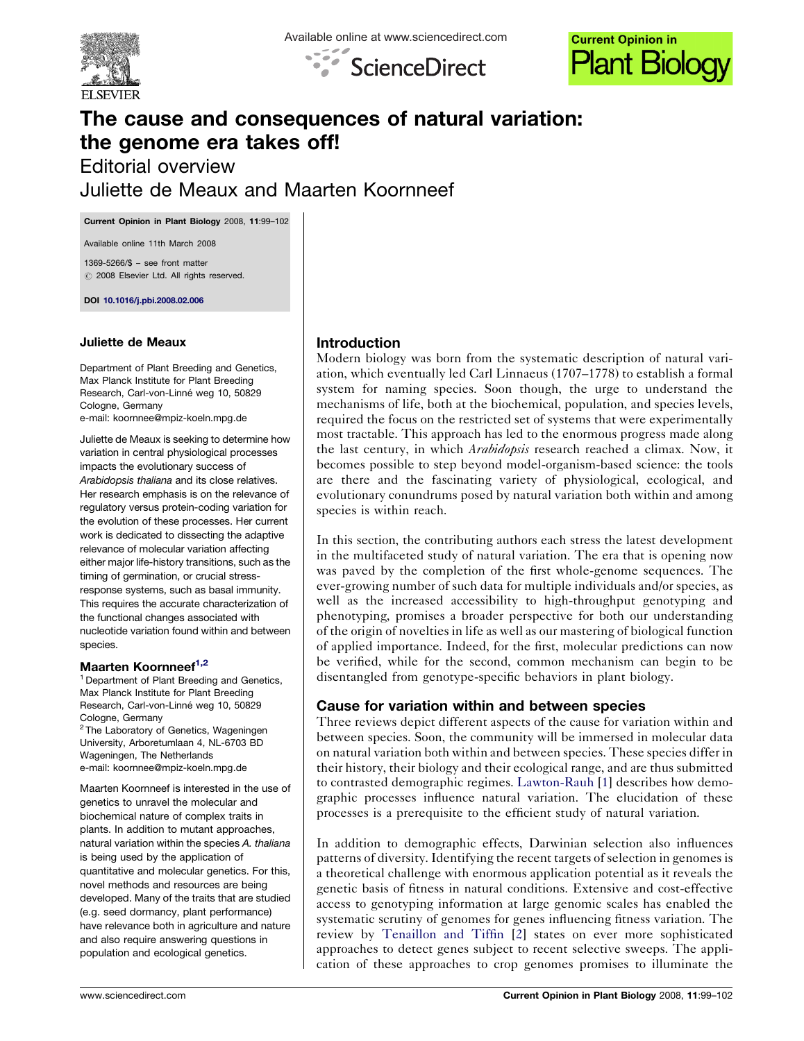# The cause and consequences of natural variation: the genome era takes off!

## Editorial overview

## Juliette de Meaux and Maarten Koornneef

Available online 11th March 2008

1369-5266/$ – see front matter
© 2008 Elsevier Ltd. All rights reserved.

DOI 10.1016/j.pbi.2008.02.006

### Juliette de Meaux

Department of Plant Breeding and Genetics, Max Planck Institute for Plant Breeding Research, Carl-von-Linné weg 10, 50829 Cologne, Germany
e-mail: koornnee@mpiz-koeln.mpg.de

Juliette de Meaux is seeking to determine how variation in central physiological processes impacts the evolutionary success of *Arabidopsis thaliana* and its close relatives. Her research emphasis is on the relevance of regulatory versus protein-coding variation for the evolution of these processes. Her current work is dedicated to dissecting the adaptive relevance of molecular variation affecting either major life-history transitions, such as the timing of germination, or crucial stress-response systems, such as basal immunity. This requires the accurate characterization of the functional changes associated with nucleotide variation found within and between species.

### Maarten Koornneef[1,2]

[1] Department of Plant Breeding and Genetics, Max Planck Institute for Plant Breeding Research, Carl-von-Linné weg 10, 50829 Cologne, Germany
[2] The Laboratory of Genetics, Wageningen University, Arboretumlaan 4, NL-6703 BD Wageningen, The Netherlands
e-mail: koornnee@mpiz-koeln.mpg.de

Maarten Koornneef is interested in the use of genetics to unravel the molecular and biochemical nature of complex traits in plants. In addition to mutant approaches, natural variation within the species *A. thaliana* is being used by the application of quantitative and molecular genetics. For this, novel methods and resources are being developed. Many of the traits that are studied (e.g. seed dormancy, plant performance) have relevance both in agriculture and nature and also require answering questions in population and ecological genetics.

## Introduction

Modern biology was born from the systematic description of natural variation, which eventually led Carl Linnaeus (1707–1778) to establish a formal system for naming species. Soon though, the urge to understand the mechanisms of life, both at the biochemical, population, and species levels, required the focus on the restricted set of systems that were experimentally most tractable. This approach has led to the enormous progress made along the last century, in which *Arabidopsis* research reached a climax. Now, it becomes possible to step beyond model-organism-based science: the tools are there and the fascinating variety of physiological, ecological, and evolutionary conundrums posed by natural variation both within and among species is within reach.

In this section, the contributing authors each stress the latest development in the multifaceted study of natural variation. The era that is opening now was paved by the completion of the first whole-genome sequences. The ever-growing number of such data for multiple individuals and/or species, as well as the increased accessibility to high-throughput genotyping and phenotyping, promises a broader perspective for both our understanding of the origin of novelties in life as well as our mastering of biological function of applied importance. Indeed, for the first, molecular predictions can now be verified, while for the second, common mechanism can begin to be disentangled from genotype-specific behaviors in plant biology.

## Cause for variation within and between species

Three reviews depict different aspects of the cause for variation within and between species. Soon, the community will be immersed in molecular data on natural variation both within and between species. These species differ in their history, their biology and their ecological range, and are thus submitted to contrasted demographic regimes. Lawton-Rauh [1] describes how demographic processes influence natural variation. The elucidation of these processes is a prerequisite to the efficient study of natural variation.

In addition to demographic effects, Darwinian selection also influences patterns of diversity. Identifying the recent targets of selection in genomes is a theoretical challenge with enormous application potential as it reveals the genetic basis of fitness in natural conditions. Extensive and cost-effective access to genotyping information at large genomic scales has enabled the systematic scrutiny of genomes for genes influencing fitness variation. The review by Tenaillon and Tiffin [2] states on ever more sophisticated approaches to detect genes subject to recent selective sweeps. The application of these approaches to crop genomes promises to illuminate the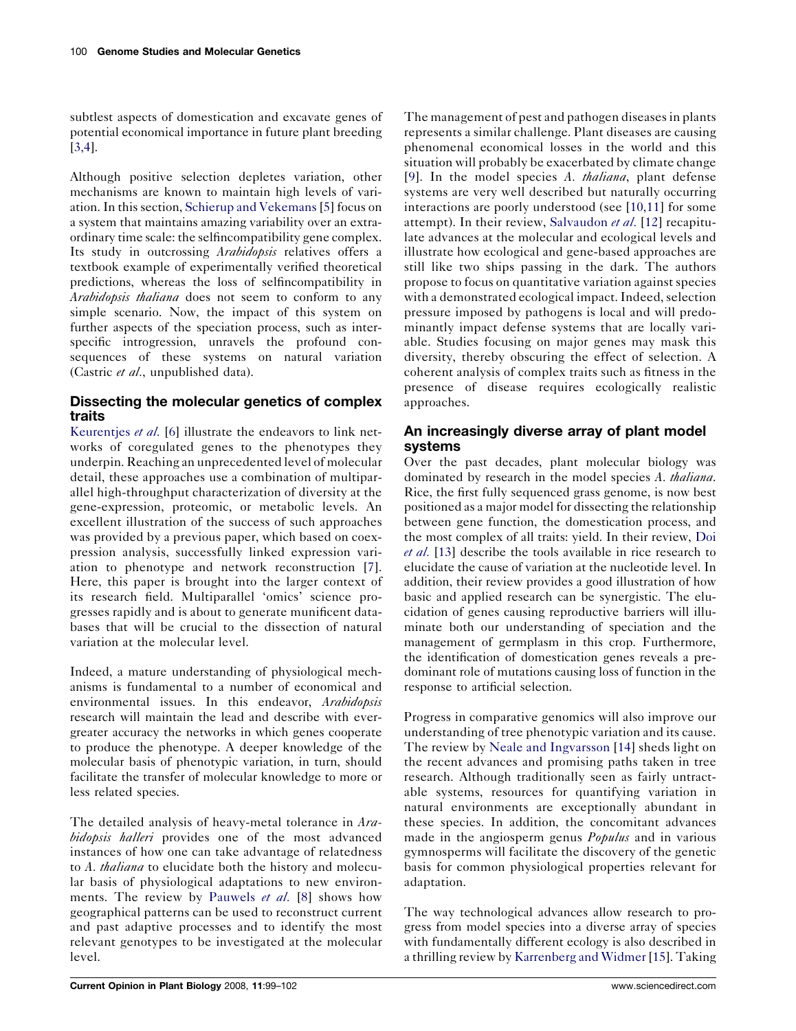subtlest aspects of domestication and excavate genes of potential economical importance in future plant breeding [3,4].

Although positive selection depletes variation, other mechanisms are known to maintain high levels of variation. In this section, Schierup and Vekemans [5] focus on a system that maintains amazing variability over an extraordinary time scale: the selfincompatibility gene complex. Its study in outcrossing *Arabidopsis* relatives offers a textbook example of experimentally verified theoretical predictions, whereas the loss of selfincompatibility in *Arabidopsis thaliana* does not seem to conform to any simple scenario. Now, the impact of this system on further aspects of the speciation process, such as interspecific introgression, unravels the profound consequences of these systems on natural variation (Castric *et al.*, unpublished data).

## Dissecting the molecular genetics of complex traits

Keurentjes *et al.* [6] illustrate the endeavors to link networks of coregulated genes to the phenotypes they underpin. Reaching an unprecedented level of molecular detail, these approaches use a combination of multiparallel high-throughput characterization of diversity at the gene-expression, proteomic, or metabolic levels. An excellent illustration of the success of such approaches was provided by a previous paper, which based on coexpression analysis, successfully linked expression variation to phenotype and network reconstruction [7]. Here, this paper is brought into the larger context of its research field. Multiparallel 'omics' science progresses rapidly and is about to generate munificent databases that will be crucial to the dissection of natural variation at the molecular level.

Indeed, a mature understanding of physiological mechanisms is fundamental to a number of economical and environmental issues. In this endeavor, *Arabidopsis* research will maintain the lead and describe with ever-greater accuracy the networks in which genes cooperate to produce the phenotype. A deeper knowledge of the molecular basis of phenotypic variation, in turn, should facilitate the transfer of molecular knowledge to more or less related species.

The detailed analysis of heavy-metal tolerance in *Arabidopsis halleri* provides one of the most advanced instances of how one can take advantage of relatedness to *A. thaliana* to elucidate both the history and molecular basis of physiological adaptations to new environments. The review by Pauwels *et al.* [8] shows how geographical patterns can be used to reconstruct current and past adaptive processes and to identify the most relevant genotypes to be investigated at the molecular level.

The management of pest and pathogen diseases in plants represents a similar challenge. Plant diseases are causing phenomenal economical losses in the world and this situation will probably be exacerbated by climate change [9]. In the model species *A. thaliana*, plant defense systems are very well described but naturally occurring interactions are poorly understood (see [10,11] for some attempt). In their review, Salvaudon *et al.* [12] recapitulate advances at the molecular and ecological levels and illustrate how ecological and gene-based approaches are still like two ships passing in the dark. The authors propose to focus on quantitative variation against species with a demonstrated ecological impact. Indeed, selection pressure imposed by pathogens is local and will predominantly impact defense systems that are locally variable. Studies focusing on major genes may mask this diversity, thereby obscuring the effect of selection. A coherent analysis of complex traits such as fitness in the presence of disease requires ecologically realistic approaches.

## An increasingly diverse array of plant model systems

Over the past decades, plant molecular biology was dominated by research in the model species *A. thaliana*. Rice, the first fully sequenced grass genome, is now best positioned as a major model for dissecting the relationship between gene function, the domestication process, and the most complex of all traits: yield. In their review, Doi *et al.* [13] describe the tools available in rice research to elucidate the cause of variation at the nucleotide level. In addition, their review provides a good illustration of how basic and applied research can be synergistic. The elucidation of genes causing reproductive barriers will illuminate both our understanding of speciation and the management of germplasm in this crop. Furthermore, the identification of domestication genes reveals a predominant role of mutations causing loss of function in the response to artificial selection.

Progress in comparative genomics will also improve our understanding of tree phenotypic variation and its cause. The review by Neale and Ingvarsson [14] sheds light on the recent advances and promising paths taken in tree research. Although traditionally seen as fairly untractable systems, resources for quantifying variation in natural environments are exceptionally abundant in these species. In addition, the concomitant advances made in the angiosperm genus *Populus* and in various gymnosperms will facilitate the discovery of the genetic basis for common physiological properties relevant for adaptation.

The way technological advances allow research to progress from model species into a diverse array of species with fundamentally different ecology is also described in a thrilling review by Karrenberg and Widmer [15]. Taking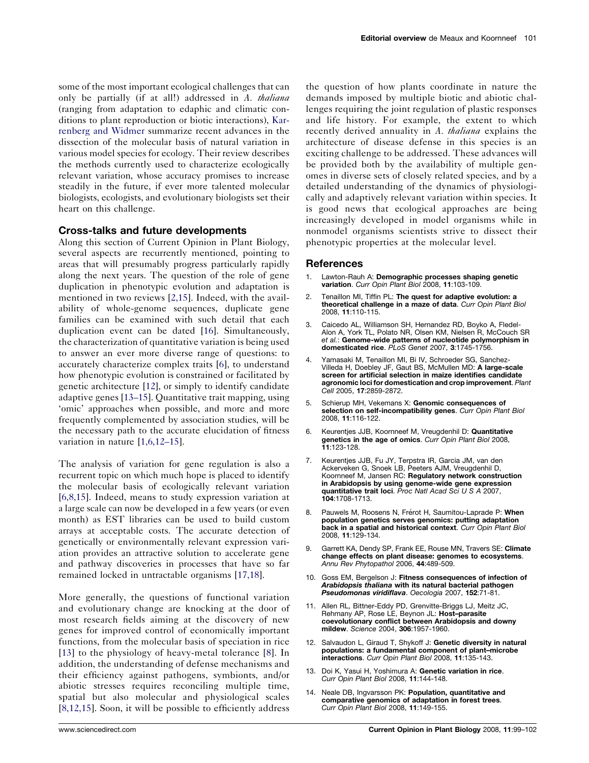some of the most important ecological challenges that can only be partially (if at all!) addressed in *A. thaliana* (ranging from adaptation to edaphic and climatic conditions to plant reproduction or biotic interactions), Karrenberg and Widmer summarize recent advances in the dissection of the molecular basis of natural variation in various model species for ecology. Their review describes the methods currently used to characterize ecologically relevant variation, whose accuracy promises to increase steadily in the future, if ever more talented molecular biologists, ecologists, and evolutionary biologists set their heart on this challenge.

## Cross-talks and future developments

Along this section of Current Opinion in Plant Biology, several aspects are recurrently mentioned, pointing to areas that will presumably progress particularly rapidly along the next years. The question of the role of gene duplication in phenotypic evolution and adaptation is mentioned in two reviews [2,15]. Indeed, with the availability of whole-genome sequences, duplicate gene families can be examined with such detail that each duplication event can be dated [16]. Simultaneously, the characterization of quantitative variation is being used to answer an ever more diverse range of questions: to accurately characterize complex traits [6], to understand how phenotypic evolution is constrained or facilitated by genetic architecture [12], or simply to identify candidate adaptive genes [13–15]. Quantitative trait mapping, using 'omic' approaches when possible, and more and more frequently complemented by association studies, will be the necessary path to the accurate elucidation of fitness variation in nature [1,6,12–15].

The analysis of variation for gene regulation is also a recurrent topic on which much hope is placed to identify the molecular basis of ecologically relevant variation [6,8,15]. Indeed, means to study expression variation at a large scale can now be developed in a few years (or even month) as EST libraries can be used to build custom arrays at acceptable costs. The accurate detection of genetically or environmentally relevant expression variation provides an attractive solution to accelerate gene and pathway discoveries in processes that have so far remained locked in untractable organisms [17,18].

More generally, the questions of functional variation and evolutionary change are knocking at the door of most research fields aiming at the discovery of new genes for improved control of economically important functions, from the molecular basis of speciation in rice [13] to the physiology of heavy-metal tolerance [8]. In addition, the understanding of defense mechanisms and their efficiency against pathogens, symbionts, and/or abiotic stresses requires reconciling multiple time, spatial but also molecular and physiological scales [8,12,15]. Soon, it will be possible to efficiently address the question of how plants coordinate in nature the demands imposed by multiple biotic and abiotic challenges requiring the joint regulation of plastic responses and life history. For example, the extent to which recently derived annuality in *A. thaliana* explains the architecture of disease defense in this species is an exciting challenge to be addressed. These advances will be provided both by the availability of multiple genomes in diverse sets of closely related species, and by a detailed understanding of the dynamics of physiologically and adaptively relevant variation within species. It is good news that ecological approaches are being increasingly developed in model organisms while in nonmodel organisms scientists strive to dissect their phenotypic properties at the molecular level.

## References

1. Lawton-Rauh A: **Demographic processes shaping genetic variation**. *Curr Opin Plant Biol* 2008, **11**:103-109.
2. Tenaillon MI, Tiffin PL: **The quest for adaptive evolution: a theoretical challenge in a maze of data**. *Curr Opin Plant Biol* 2008, **11**:110-115.
3. Caicedo AL, Williamson SH, Hernandez RD, Boyko A, Fledel-Alon A, York TL, Polato NR, Olsen KM, Nielsen R, McCouch SR *et al.*: **Genome-wide patterns of nucleotide polymorphism in domesticated rice**. *PLoS Genet* 2007, **3**:1745-1756.
4. Yamasaki M, Tenaillon MI, Bi IV, Schroeder SG, Sanchez-Villeda H, Doebley JF, Gaut BS, McMullen MD: **A large-scale screen for artificial selection in maize identifies candidate agronomic loci for domestication and crop improvement**. *Plant Cell* 2005, **17**:2859-2872.
5. Schierup MH, Vekemans X: **Genomic consequences of selection on self-incompatibility genes**. *Curr Opin Plant Biol* 2008, **11**:116-122.
6. Keurentjes JJB, Koornneef M, Vreugdenhil D: **Quantitative genetics in the age of omics**. *Curr Opin Plant Biol* 2008, **11**:123-128.
7. Keurentjes JJB, Fu JY, Terpstra IR, Garcia JM, van den Ackerveken G, Snoek LB, Peeters AJM, Vreugdenhil D, Koornneef M, Jansen RC: **Regulatory network construction in Arabidopsis by using genome-wide gene expression quantitative trait loci**. *Proc Natl Acad Sci U S A* 2007, **104**:1708-1713.
8. Pauwels M, Roosens N, Frérot H, Saumitou-Laprade P: **When population genetics serves genomics: putting adaptation back in a spatial and historical context**. *Curr Opin Plant Biol* 2008, **11**:129-134.
9. Garrett KA, Dendy SP, Frank EE, Rouse MN, Travers SE: **Climate change effects on plant disease: genomes to ecosystems**. *Annu Rev Phytopathol* 2006, **44**:489-509.
10. Goss EM, Bergelson J: **Fitness consequences of infection of *Arabidopsis thaliana* with its natural bacterial pathogen *Pseudomonas viridiflava***. *Oecologia* 2007, **152**:71-81.
11. Allen RL, Bittner-Eddy PD, Grenvitte-Briggs LJ, Meitz JC, Rehmany AP, Rose LE, Beynon JL: **Host–parasite coevolutionary conflict between Arabidopsis and downy mildew**. *Science* 2004, **306**:1957-1960.
12. Salvaudon L, Giraud T, Shykoff J: **Genetic diversity in natural populations: a fundamental component of plant–microbe interactions**. *Curr Opin Plant Biol* 2008, **11**:135-143.
13. Doi K, Yasui H, Yoshimura A: **Genetic variation in rice**. *Curr Opin Plant Biol* 2008, **11**:144-148.
14. Neale DB, Ingvarsson PK: **Population, quantitative and comparative genomics of adaptation in forest trees**. *Curr Opin Plant Biol* 2008, **11**:149-155.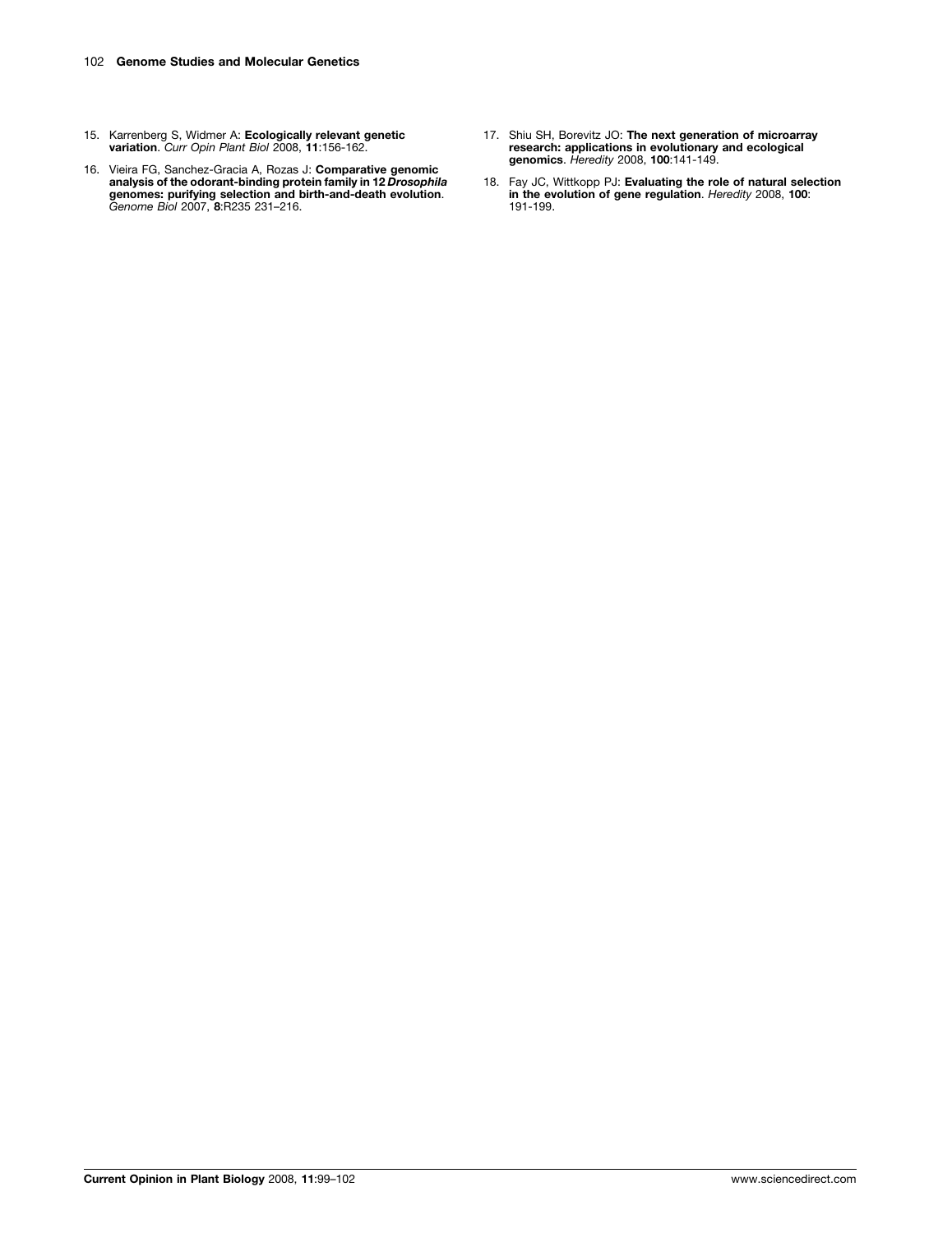15. Karrenberg S, Widmer A: **Ecologically relevant genetic variation**. *Curr Opin Plant Biol* 2008, **11**:156-162.

16. Vieira FG, Sanchez-Gracia A, Rozas J: **Comparative genomic analysis of the odorant-binding protein family in 12 *Drosophila* genomes: purifying selection and birth-and-death evolution**. *Genome Biol* 2007, **8**:R235 231–216.

17. Shiu SH, Borevitz JO: **The next generation of microarray research: applications in evolutionary and ecological genomics**. *Heredity* 2008, **100**:141-149.

18. Fay JC, Wittkopp PJ: **Evaluating the role of natural selection in the evolution of gene regulation**. *Heredity* 2008, **100**: 191-199.